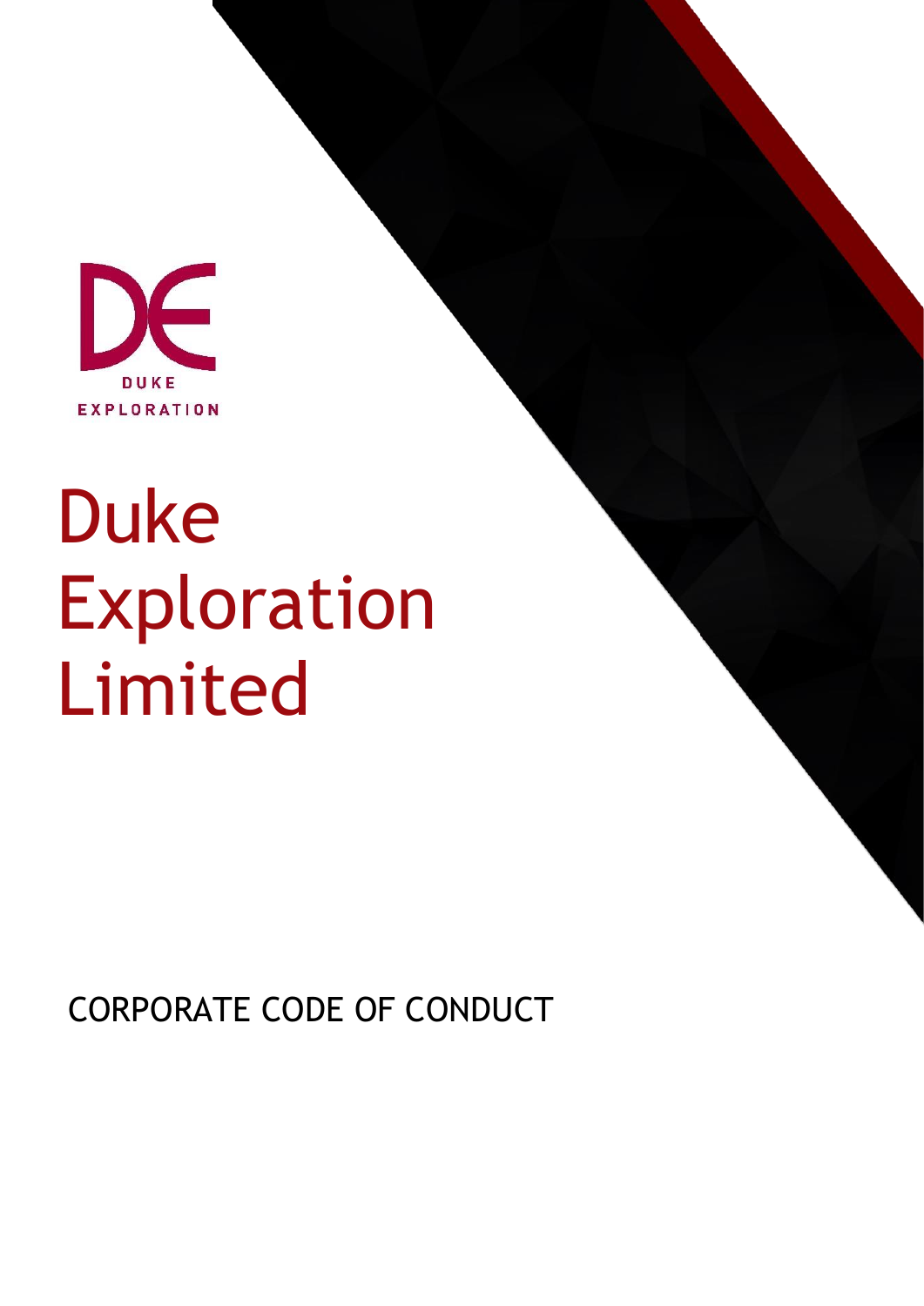DUKE
EXPLORATION

# Duke Exploration Limited

CORPORATE CODE OF CONDUCT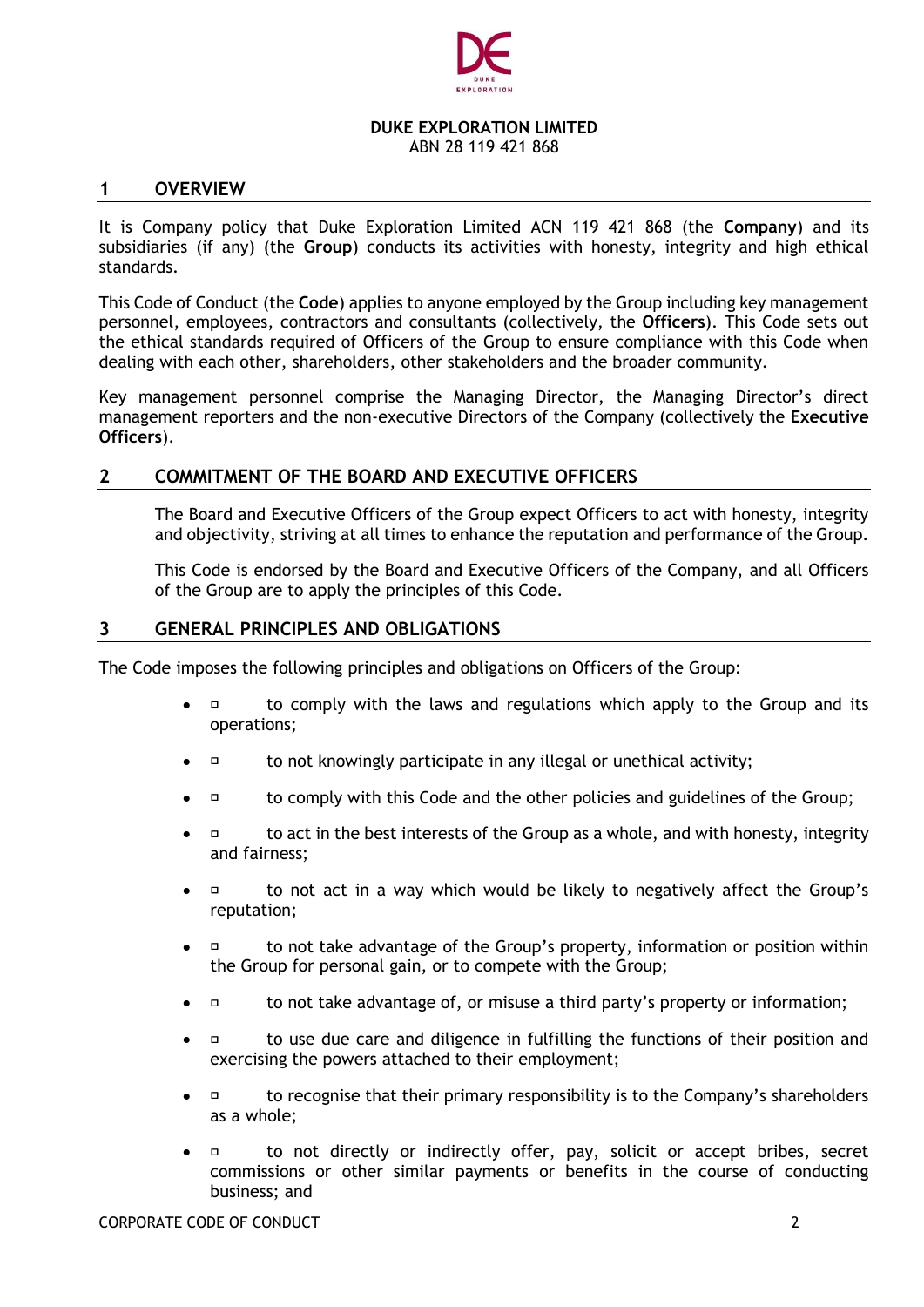**DUKE EXPLORATION LIMITED**
ABN 28 119 421 868

## 1 OVERVIEW

It is Company policy that Duke Exploration Limited ACN 119 421 868 (the **Company**) and its subsidiaries (if any) (the **Group**) conducts its activities with honesty, integrity and high ethical standards.

This Code of Conduct (the **Code**) applies to anyone employed by the Group including key management personnel, employees, contractors and consultants (collectively, the **Officers**). This Code sets out the ethical standards required of Officers of the Group to ensure compliance with this Code when dealing with each other, shareholders, other stakeholders and the broader community.

Key management personnel comprise the Managing Director, the Managing Director's direct management reporters and the non-executive Directors of the Company (collectively the **Executive Officers**).

## 2 COMMITMENT OF THE BOARD AND EXECUTIVE OFFICERS

The Board and Executive Officers of the Group expect Officers to act with honesty, integrity and objectivity, striving at all times to enhance the reputation and performance of the Group.

This Code is endorsed by the Board and Executive Officers of the Company, and all Officers of the Group are to apply the principles of this Code.

## 3 GENERAL PRINCIPLES AND OBLIGATIONS

The Code imposes the following principles and obligations on Officers of the Group:

- to comply with the laws and regulations which apply to the Group and its operations;
- to not knowingly participate in any illegal or unethical activity;
- to comply with this Code and the other policies and guidelines of the Group;
- to act in the best interests of the Group as a whole, and with honesty, integrity and fairness;
- to not act in a way which would be likely to negatively affect the Group's reputation;
- to not take advantage of the Group's property, information or position within the Group for personal gain, or to compete with the Group;
- to not take advantage of, or misuse a third party's property or information;
- to use due care and diligence in fulfilling the functions of their position and exercising the powers attached to their employment;
- to recognise that their primary responsibility is to the Company's shareholders as a whole;
- to not directly or indirectly offer, pay, solicit or accept bribes, secret commissions or other similar payments or benefits in the course of conducting business; and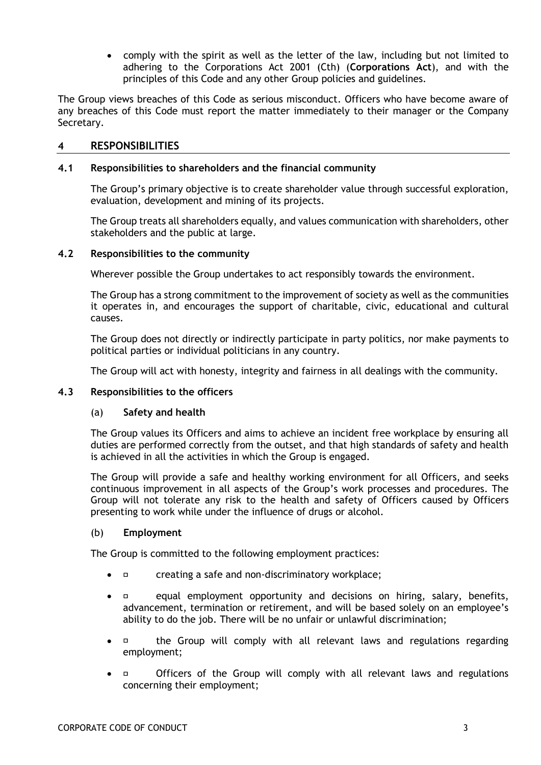- comply with the spirit as well as the letter of the law, including but not limited to adhering to the Corporations Act 2001 (Cth) (**Corporations Act**), and with the principles of this Code and any other Group policies and guidelines.

The Group views breaches of this Code as serious misconduct. Officers who have become aware of any breaches of this Code must report the matter immediately to their manager or the Company Secretary.

## 4 RESPONSIBILITIES

### 4.1 Responsibilities to shareholders and the financial community

The Group's primary objective is to create shareholder value through successful exploration, evaluation, development and mining of its projects.

The Group treats all shareholders equally, and values communication with shareholders, other stakeholders and the public at large.

### 4.2 Responsibilities to the community

Wherever possible the Group undertakes to act responsibly towards the environment.

The Group has a strong commitment to the improvement of society as well as the communities it operates in, and encourages the support of charitable, civic, educational and cultural causes.

The Group does not directly or indirectly participate in party politics, nor make payments to political parties or individual politicians in any country.

The Group will act with honesty, integrity and fairness in all dealings with the community.

### 4.3 Responsibilities to the officers

#### (a) Safety and health

The Group values its Officers and aims to achieve an incident free workplace by ensuring all duties are performed correctly from the outset, and that high standards of safety and health is achieved in all the activities in which the Group is engaged.

The Group will provide a safe and healthy working environment for all Officers, and seeks continuous improvement in all aspects of the Group's work processes and procedures. The Group will not tolerate any risk to the health and safety of Officers caused by Officers presenting to work while under the influence of drugs or alcohol.

#### (b) Employment

The Group is committed to the following employment practices:

- creating a safe and non-discriminatory workplace;
- equal employment opportunity and decisions on hiring, salary, benefits, advancement, termination or retirement, and will be based solely on an employee's ability to do the job. There will be no unfair or unlawful discrimination;
- the Group will comply with all relevant laws and regulations regarding employment;
- Officers of the Group will comply with all relevant laws and regulations concerning their employment;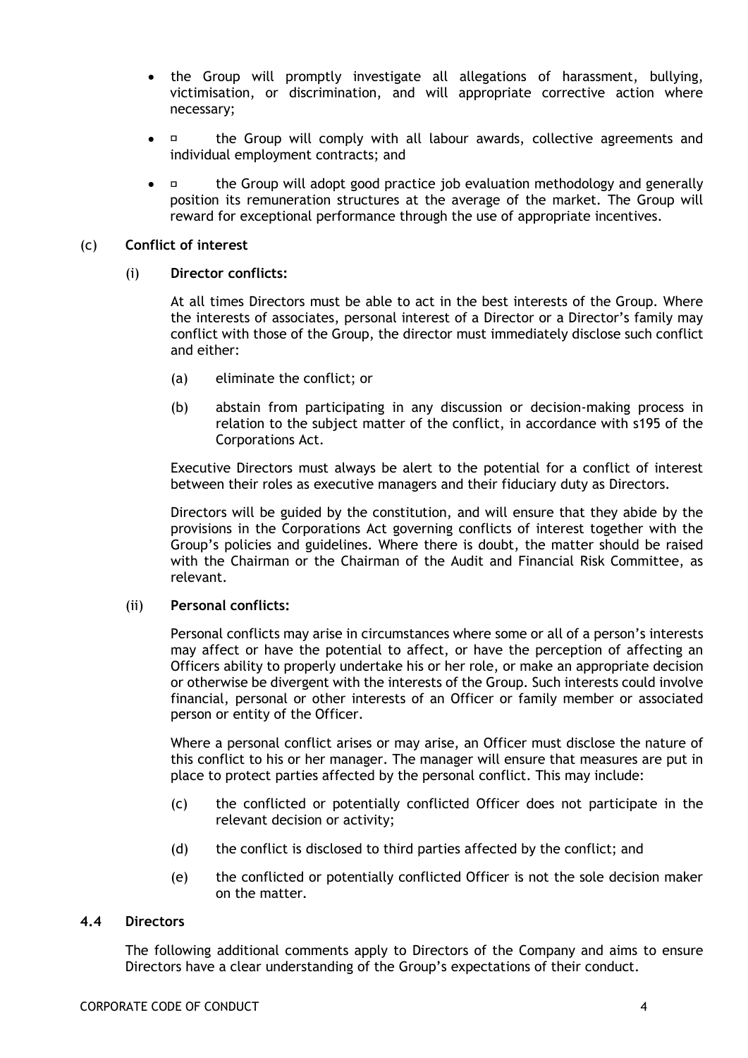- the Group will promptly investigate all allegations of harassment, bullying, victimisation, or discrimination, and will appropriate corrective action where necessary;
- ▫ the Group will comply with all labour awards, collective agreements and individual employment contracts; and
- ▫ the Group will adopt good practice job evaluation methodology and generally position its remuneration structures at the average of the market. The Group will reward for exceptional performance through the use of appropriate incentives.

(c) **Conflict of interest**

(i) **Director conflicts:**

At all times Directors must be able to act in the best interests of the Group. Where the interests of associates, personal interest of a Director or a Director's family may conflict with those of the Group, the director must immediately disclose such conflict and either:

(a) eliminate the conflict; or

(b) abstain from participating in any discussion or decision-making process in relation to the subject matter of the conflict, in accordance with s195 of the Corporations Act.

Executive Directors must always be alert to the potential for a conflict of interest between their roles as executive managers and their fiduciary duty as Directors.

Directors will be guided by the constitution, and will ensure that they abide by the provisions in the Corporations Act governing conflicts of interest together with the Group's policies and guidelines. Where there is doubt, the matter should be raised with the Chairman or the Chairman of the Audit and Financial Risk Committee, as relevant.

(ii) **Personal conflicts:**

Personal conflicts may arise in circumstances where some or all of a person's interests may affect or have the potential to affect, or have the perception of affecting an Officers ability to properly undertake his or her role, or make an appropriate decision or otherwise be divergent with the interests of the Group. Such interests could involve financial, personal or other interests of an Officer or family member or associated person or entity of the Officer.

Where a personal conflict arises or may arise, an Officer must disclose the nature of this conflict to his or her manager. The manager will ensure that measures are put in place to protect parties affected by the personal conflict. This may include:

(c) the conflicted or potentially conflicted Officer does not participate in the relevant decision or activity;

(d) the conflict is disclosed to third parties affected by the conflict; and

(e) the conflicted or potentially conflicted Officer is not the sole decision maker on the matter.

### 4.4 Directors

The following additional comments apply to Directors of the Company and aims to ensure Directors have a clear understanding of the Group's expectations of their conduct.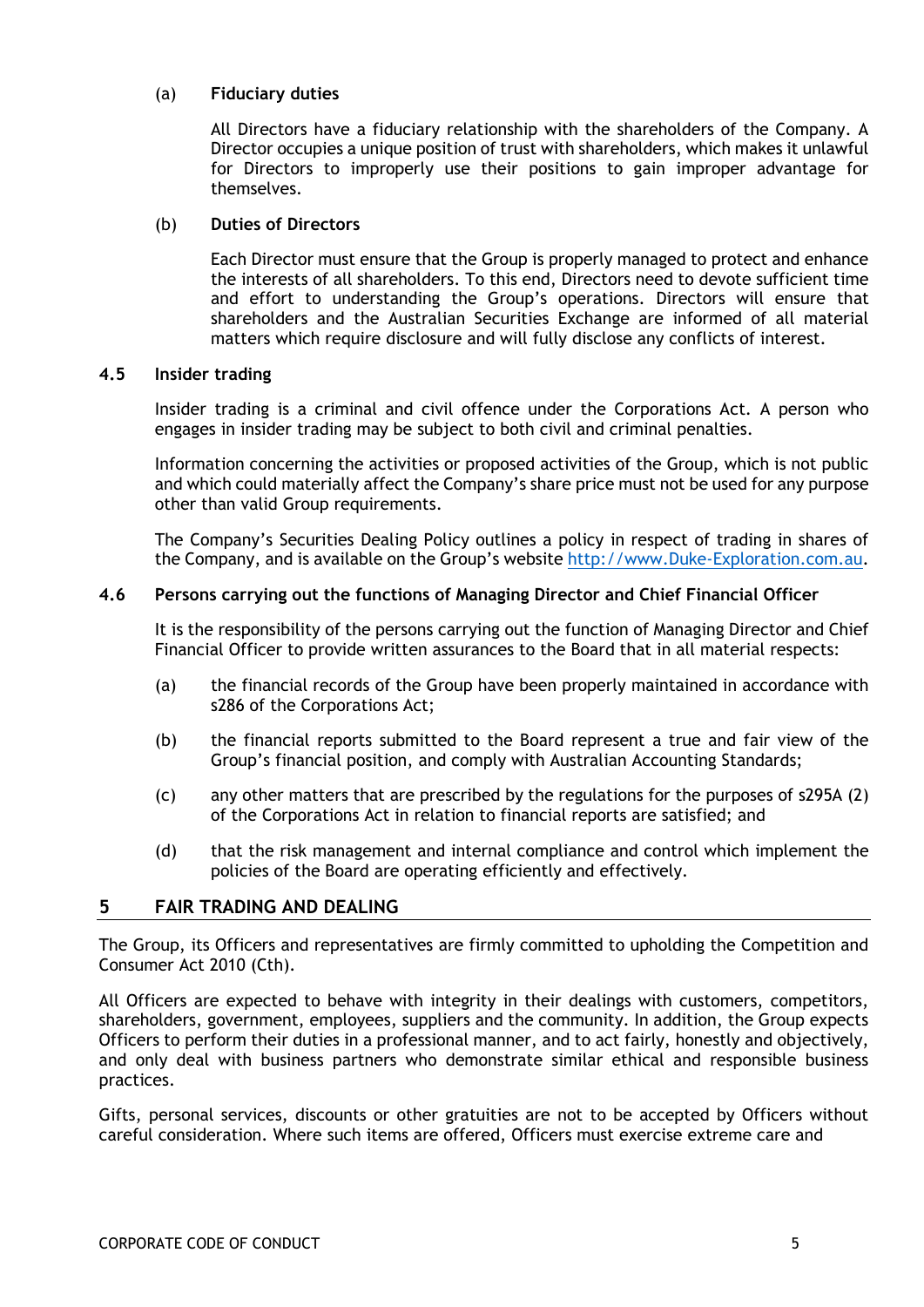(a) **Fiduciary duties**

All Directors have a fiduciary relationship with the shareholders of the Company. A Director occupies a unique position of trust with shareholders, which makes it unlawful for Directors to improperly use their positions to gain improper advantage for themselves.

(b) **Duties of Directors**

Each Director must ensure that the Group is properly managed to protect and enhance the interests of all shareholders. To this end, Directors need to devote sufficient time and effort to understanding the Group's operations. Directors will ensure that shareholders and the Australian Securities Exchange are informed of all material matters which require disclosure and will fully disclose any conflicts of interest.

### 4.5 Insider trading

Insider trading is a criminal and civil offence under the Corporations Act. A person who engages in insider trading may be subject to both civil and criminal penalties.

Information concerning the activities or proposed activities of the Group, which is not public and which could materially affect the Company's share price must not be used for any purpose other than valid Group requirements.

The Company's Securities Dealing Policy outlines a policy in respect of trading in shares of the Company, and is available on the Group's website http://www.Duke-Exploration.com.au.

### 4.6 Persons carrying out the functions of Managing Director and Chief Financial Officer

It is the responsibility of the persons carrying out the function of Managing Director and Chief Financial Officer to provide written assurances to the Board that in all material respects:

(a) the financial records of the Group have been properly maintained in accordance with s286 of the Corporations Act;

(b) the financial reports submitted to the Board represent a true and fair view of the Group's financial position, and comply with Australian Accounting Standards;

(c) any other matters that are prescribed by the regulations for the purposes of s295A (2) of the Corporations Act in relation to financial reports are satisfied; and

(d) that the risk management and internal compliance and control which implement the policies of the Board are operating efficiently and effectively.

## 5 FAIR TRADING AND DEALING

The Group, its Officers and representatives are firmly committed to upholding the Competition and Consumer Act 2010 (Cth).

All Officers are expected to behave with integrity in their dealings with customers, competitors, shareholders, government, employees, suppliers and the community. In addition, the Group expects Officers to perform their duties in a professional manner, and to act fairly, honestly and objectively, and only deal with business partners who demonstrate similar ethical and responsible business practices.

Gifts, personal services, discounts or other gratuities are not to be accepted by Officers without careful consideration. Where such items are offered, Officers must exercise extreme care and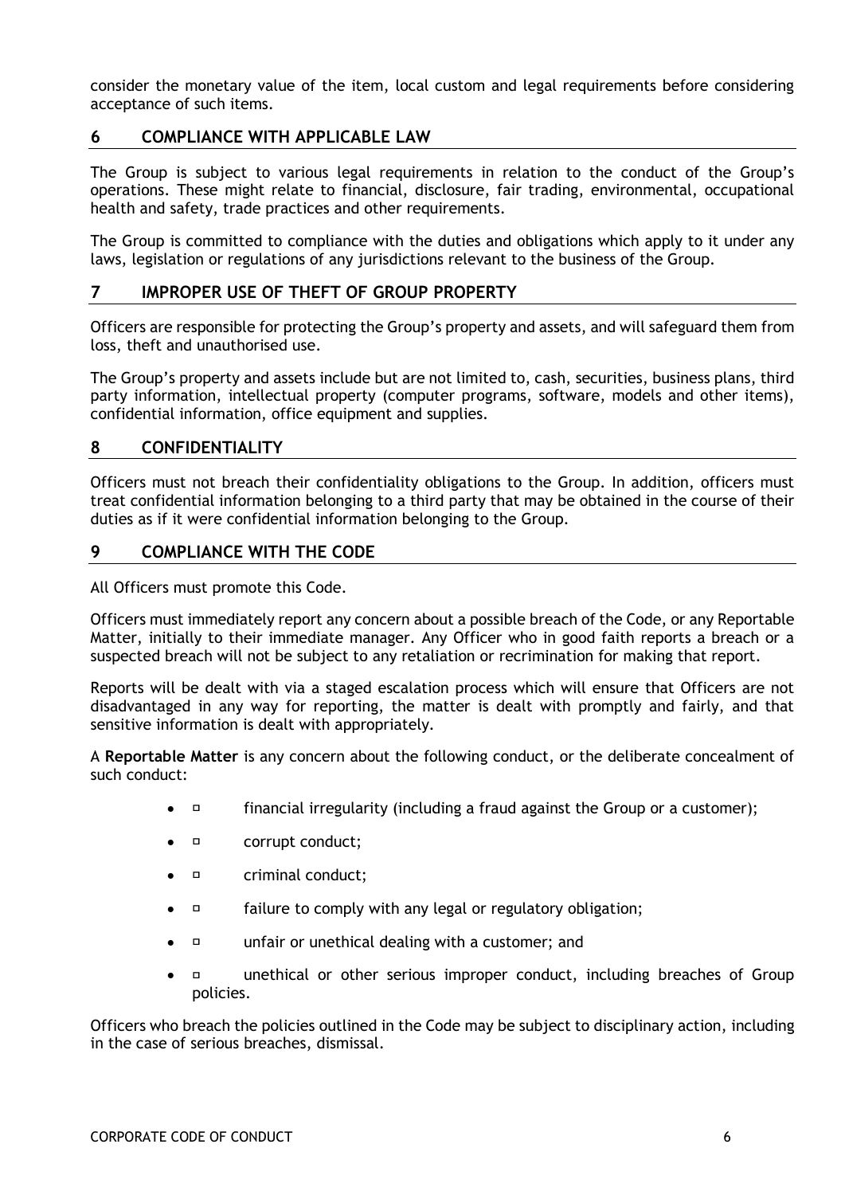consider the monetary value of the item, local custom and legal requirements before considering acceptance of such items.

## 6 COMPLIANCE WITH APPLICABLE LAW

The Group is subject to various legal requirements in relation to the conduct of the Group's operations. These might relate to financial, disclosure, fair trading, environmental, occupational health and safety, trade practices and other requirements.

The Group is committed to compliance with the duties and obligations which apply to it under any laws, legislation or regulations of any jurisdictions relevant to the business of the Group.

## 7 IMPROPER USE OF THEFT OF GROUP PROPERTY

Officers are responsible for protecting the Group's property and assets, and will safeguard them from loss, theft and unauthorised use.

The Group's property and assets include but are not limited to, cash, securities, business plans, third party information, intellectual property (computer programs, software, models and other items), confidential information, office equipment and supplies.

## 8 CONFIDENTIALITY

Officers must not breach their confidentiality obligations to the Group. In addition, officers must treat confidential information belonging to a third party that may be obtained in the course of their duties as if it were confidential information belonging to the Group.

## 9 COMPLIANCE WITH THE CODE

All Officers must promote this Code.

Officers must immediately report any concern about a possible breach of the Code, or any Reportable Matter, initially to their immediate manager. Any Officer who in good faith reports a breach or a suspected breach will not be subject to any retaliation or recrimination for making that report.

Reports will be dealt with via a staged escalation process which will ensure that Officers are not disadvantaged in any way for reporting, the matter is dealt with promptly and fairly, and that sensitive information is dealt with appropriately.

A **Reportable Matter** is any concern about the following conduct, or the deliberate concealment of such conduct:

- financial irregularity (including a fraud against the Group or a customer);
- corrupt conduct;
- criminal conduct;
- failure to comply with any legal or regulatory obligation;
- unfair or unethical dealing with a customer; and
- unethical or other serious improper conduct, including breaches of Group policies.

Officers who breach the policies outlined in the Code may be subject to disciplinary action, including in the case of serious breaches, dismissal.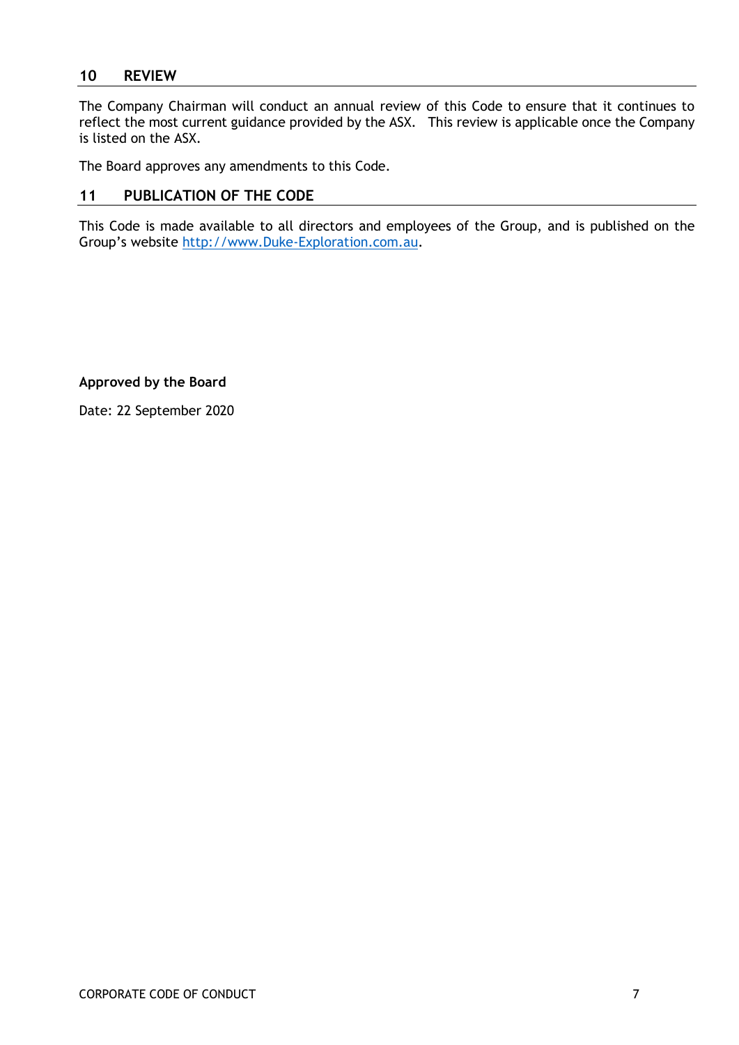## 10 REVIEW

The Company Chairman will conduct an annual review of this Code to ensure that it continues to reflect the most current guidance provided by the ASX. This review is applicable once the Company is listed on the ASX.

The Board approves any amendments to this Code.

## 11 PUBLICATION OF THE CODE

This Code is made available to all directors and employees of the Group, and is published on the Group's website [http://www.Duke-Exploration.com.au](http://www.Duke-Exploration.com.au).

**Approved by the Board**

Date: 22 September 2020